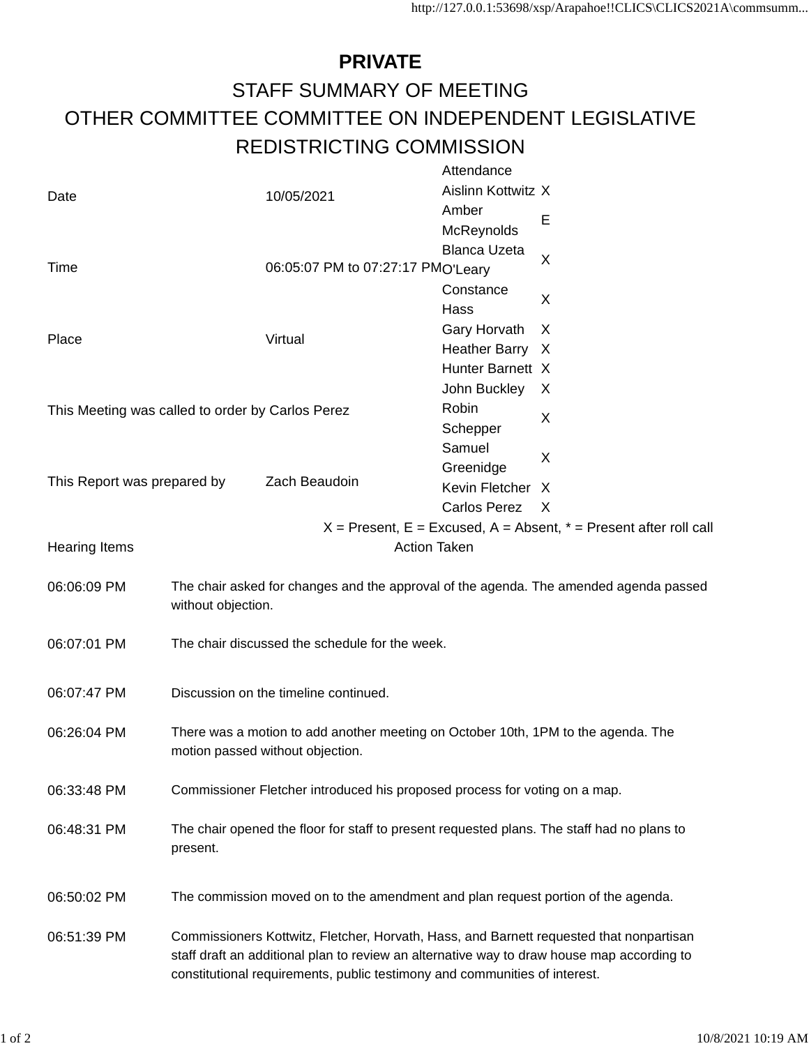# PRIVATE

## STAFF SUMMARY OF MEETING

## OTHER COMMITTEE COMMITTEE ON INDEPENDENT LEGISLATIVE REDISTRICTING COMMISSION

| | | |
|---|---|---|
| Date | 10/05/2021 | |
| Time | 06:05:07 PM to 07:27:17 PM | |
| Place | Virtual | |
| This Meeting was called to order by Carlos Perez | | |
| This Report was prepared by | Zach Beaudoin | |

| Attendance | |
|---|---|
| Aislinn Kottwitz | X |
| Amber McReynolds | E |
| Blanca Uzeta O'Leary | X |
| Constance Hass | X |
| Gary Horvath | X |
| Heather Barry | X |
| Hunter Barnett | X |
| John Buckley | X |
| Robin Schepper | X |
| Samuel Greenidge | X |
| Kevin Fletcher | X |
| Carlos Perez | X |

X = Present, E = Excused, A = Absent, * = Present after roll call

| Hearing Items | Action Taken |
|---|---|
| 06:06:09 PM | The chair asked for changes and the approval of the agenda. The amended agenda passed without objection. |
| 06:07:01 PM | The chair discussed the schedule for the week. |
| 06:07:47 PM | Discussion on the timeline continued. |
| 06:26:04 PM | There was a motion to add another meeting on October 10th, 1PM to the agenda. The motion passed without objection. |
| 06:33:48 PM | Commissioner Fletcher introduced his proposed process for voting on a map. |
| 06:48:31 PM | The chair opened the floor for staff to present requested plans. The staff had no plans to present. |
| 06:50:02 PM | The commission moved on to the amendment and plan request portion of the agenda. |
| 06:51:39 PM | Commissioners Kottwitz, Fletcher, Horvath, Hass, and Barnett requested that nonpartisan staff draft an additional plan to review an alternative way to draw house map according to constitutional requirements, public testimony and communities of interest. |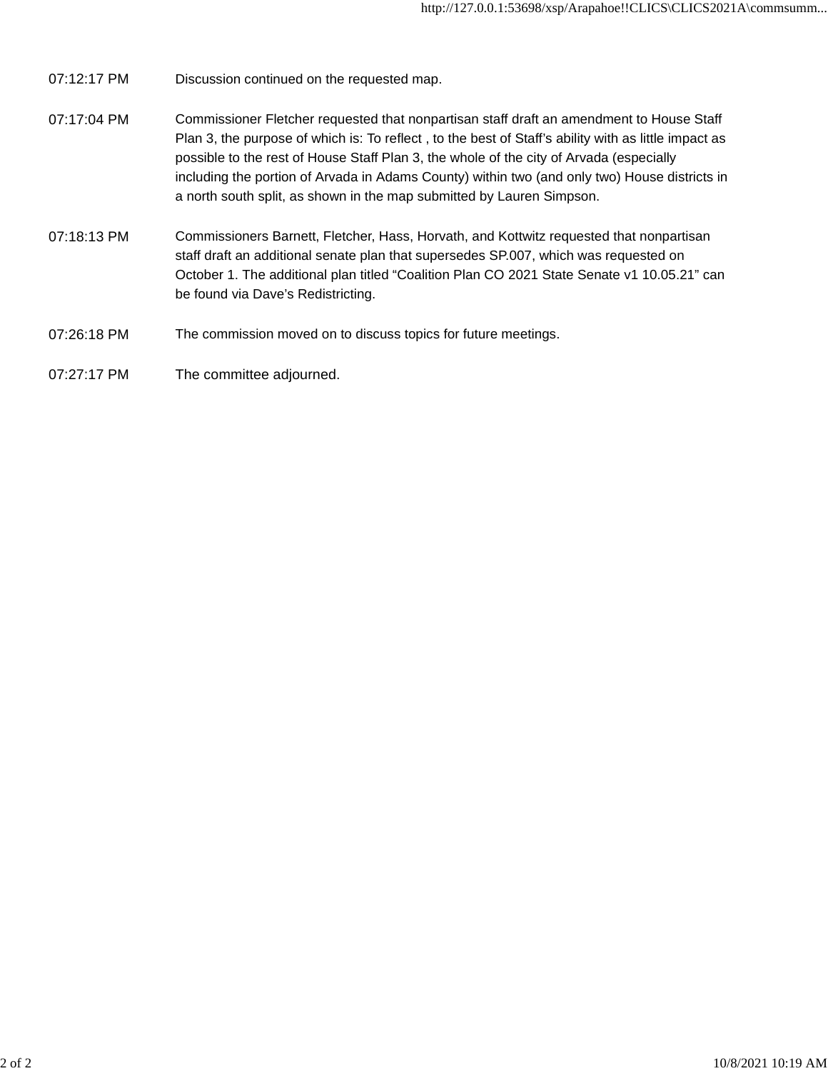| | |
|---|---|
| 07:12:17 PM | Discussion continued on the requested map. |
| 07:17:04 PM | Commissioner Fletcher requested that nonpartisan staff draft an amendment to House Staff Plan 3, the purpose of which is: To reflect , to the best of Staff's ability with as little impact as possible to the rest of House Staff Plan 3, the whole of the city of Arvada (especially including the portion of Arvada in Adams County) within two (and only two) House districts in a north south split, as shown in the map submitted by Lauren Simpson. |
| 07:18:13 PM | Commissioners Barnett, Fletcher, Hass, Horvath, and Kottwitz requested that nonpartisan staff draft an additional senate plan that supersedes SP.007, which was requested on October 1. The additional plan titled "Coalition Plan CO 2021 State Senate v1 10.05.21" can be found via Dave's Redistricting. |
| 07:26:18 PM | The commission moved on to discuss topics for future meetings. |
| 07:27:17 PM | The committee adjourned. |